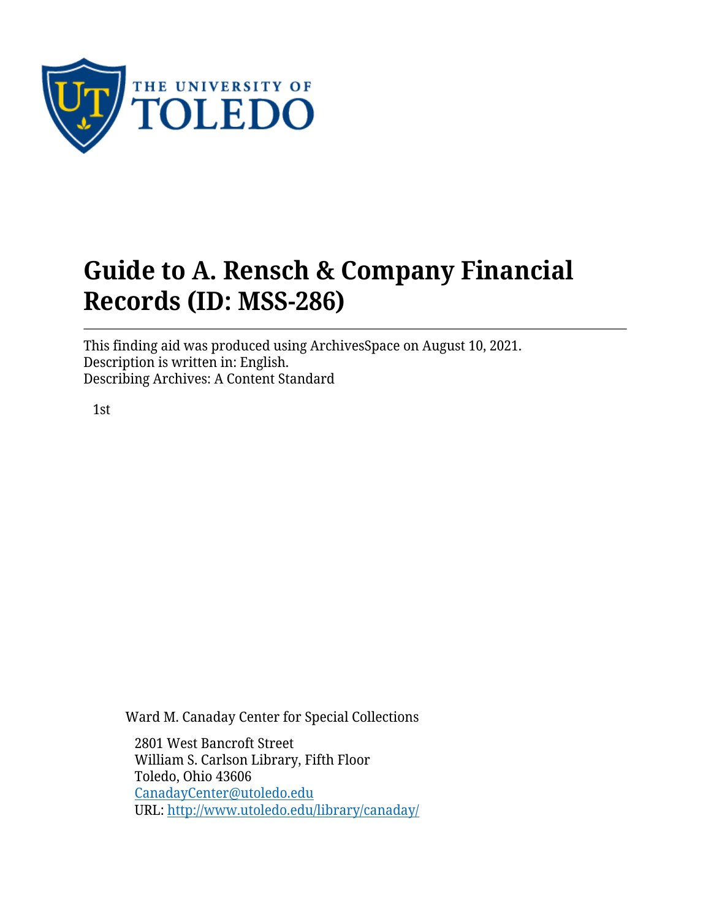# Guide to A. Rensch & Company Financial Records (ID: MSS-286)

This finding aid was produced using ArchivesSpace on August 10, 2021.
Description is written in: English.
Describing Archives: A Content Standard

1st

Ward M. Canaday Center for Special Collections

2801 West Bancroft Street
William S. Carlson Library, Fifth Floor
Toledo, Ohio 43606
CanadayCenter@utoledo.edu
URL: http://www.utoledo.edu/library/canaday/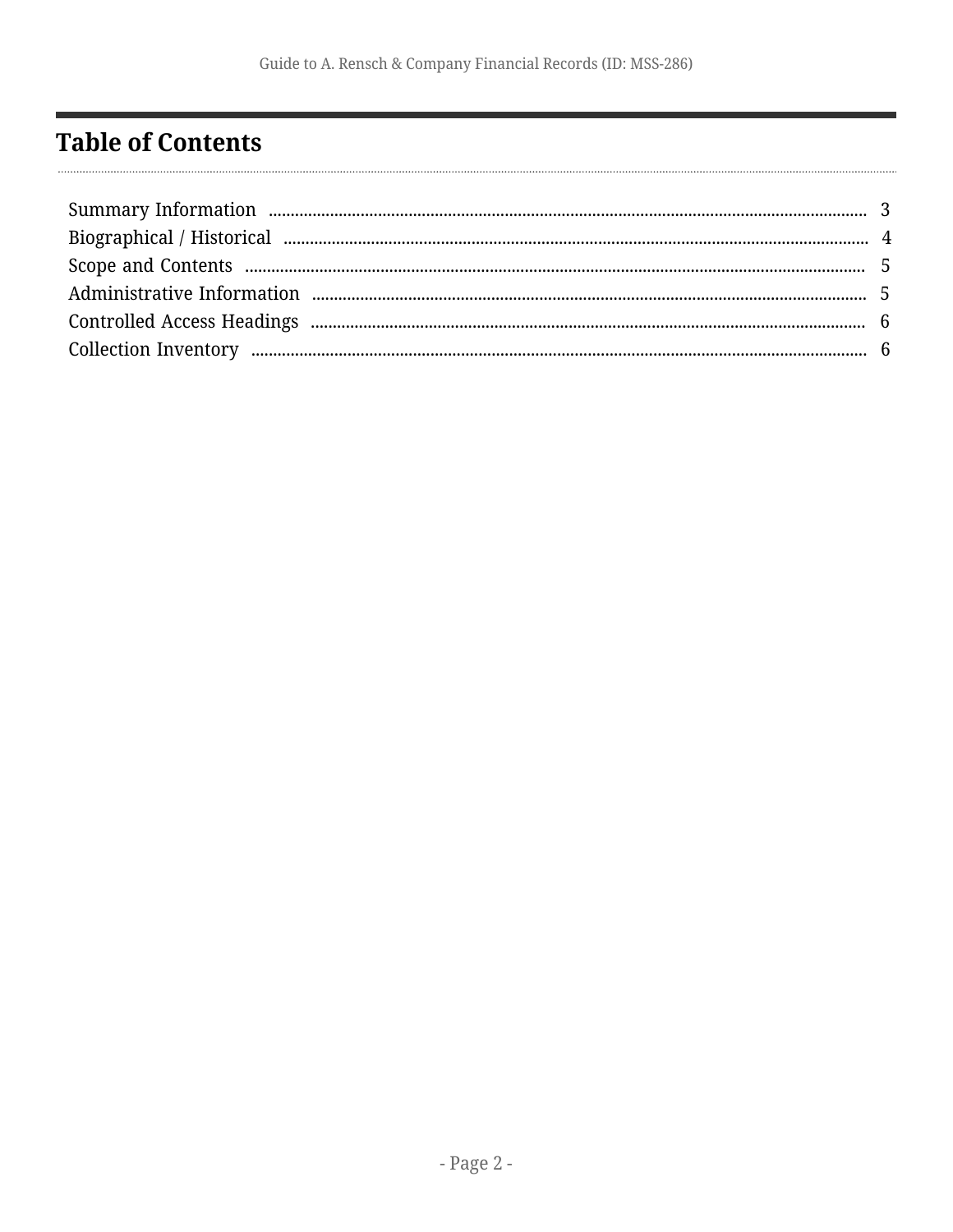# Table of Contents

Summary Information ........ 3
Biographical / Historical ........ 4
Scope and Contents ........ 5
Administrative Information ........ 5
Controlled Access Headings ........ 6
Collection Inventory ........ 6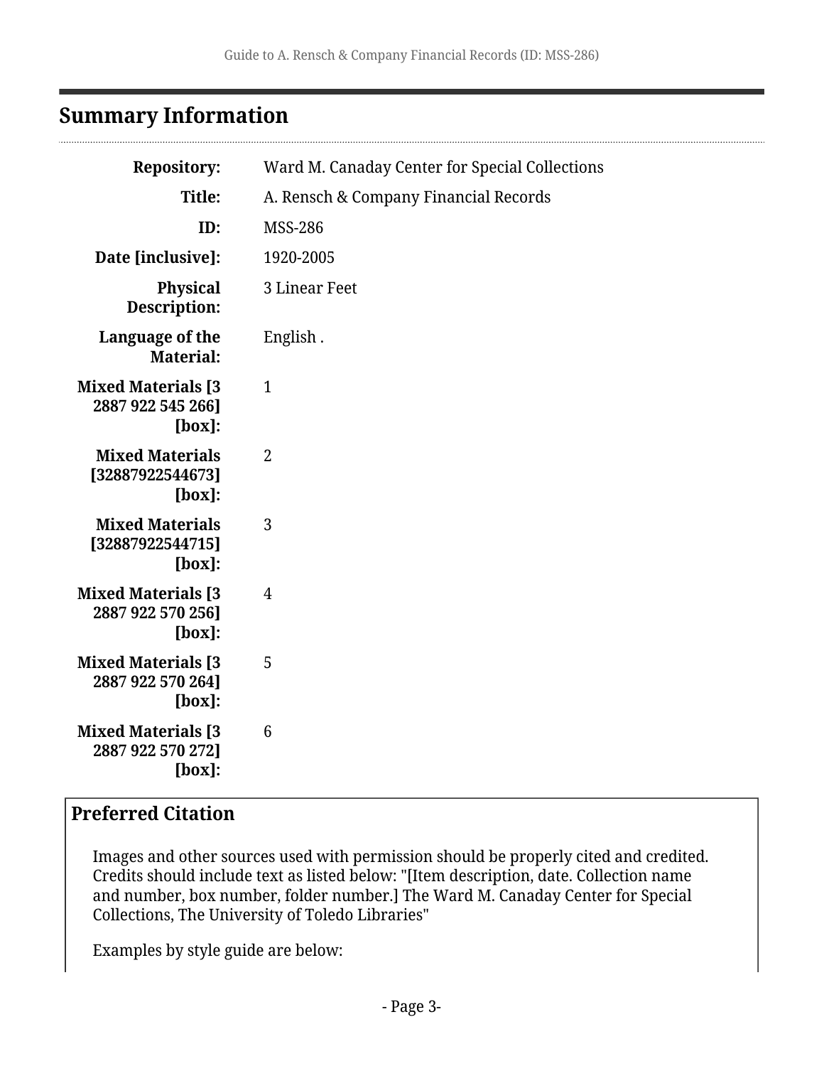## Summary Information

| | |
|---|---|
| **Repository:** | Ward M. Canaday Center for Special Collections |
| **Title:** | A. Rensch & Company Financial Records |
| **ID:** | MSS-286 |
| **Date [inclusive]:** | 1920-2005 |
| **Physical Description:** | 3 Linear Feet |
| **Language of the Material:** | English . |
| **Mixed Materials [3 2887 922 545 266] [box]:** | 1 |
| **Mixed Materials [32887922544673] [box]:** | 2 |
| **Mixed Materials [32887922544715] [box]:** | 3 |
| **Mixed Materials [3 2887 922 570 256] [box]:** | 4 |
| **Mixed Materials [3 2887 922 570 264] [box]:** | 5 |
| **Mixed Materials [3 2887 922 570 272] [box]:** | 6 |

### Preferred Citation

Images and other sources used with permission should be properly cited and credited. Credits should include text as listed below: "[Item description, date. Collection name and number, box number, folder number.] The Ward M. Canaday Center for Special Collections, The University of Toledo Libraries"

Examples by style guide are below: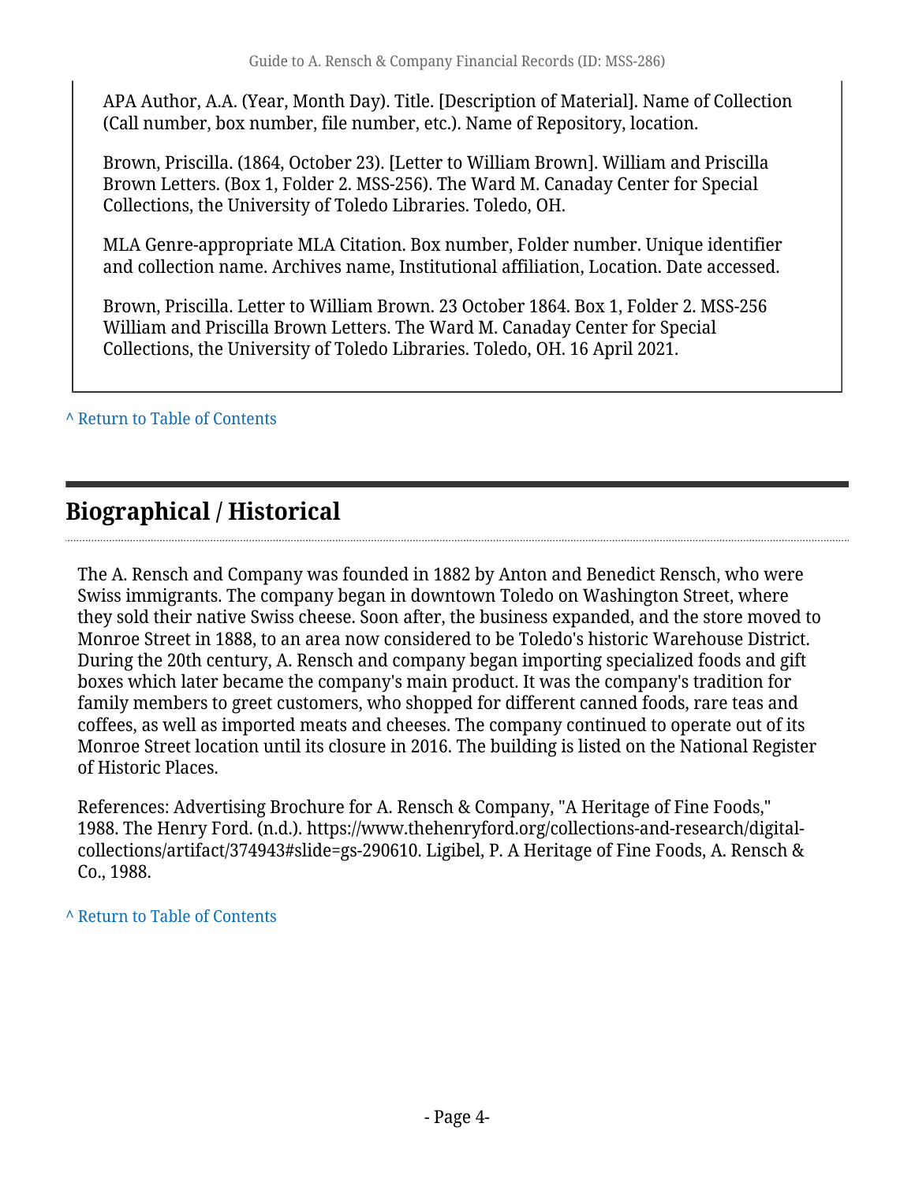APA Author, A.A. (Year, Month Day). Title. [Description of Material]. Name of Collection (Call number, box number, file number, etc.). Name of Repository, location.

Brown, Priscilla. (1864, October 23). [Letter to William Brown]. William and Priscilla Brown Letters. (Box 1, Folder 2. MSS-256). The Ward M. Canaday Center for Special Collections, the University of Toledo Libraries. Toledo, OH.

MLA Genre-appropriate MLA Citation. Box number, Folder number. Unique identifier and collection name. Archives name, Institutional affiliation, Location. Date accessed.

Brown, Priscilla. Letter to William Brown. 23 October 1864. Box 1, Folder 2. MSS-256 William and Priscilla Brown Letters. The Ward M. Canaday Center for Special Collections, the University of Toledo Libraries. Toledo, OH. 16 April 2021.

^ Return to Table of Contents

## Biographical / Historical

The A. Rensch and Company was founded in 1882 by Anton and Benedict Rensch, who were Swiss immigrants. The company began in downtown Toledo on Washington Street, where they sold their native Swiss cheese. Soon after, the business expanded, and the store moved to Monroe Street in 1888, to an area now considered to be Toledo's historic Warehouse District. During the 20th century, A. Rensch and company began importing specialized foods and gift boxes which later became the company's main product. It was the company's tradition for family members to greet customers, who shopped for different canned foods, rare teas and coffees, as well as imported meats and cheeses. The company continued to operate out of its Monroe Street location until its closure in 2016. The building is listed on the National Register of Historic Places.

References: Advertising Brochure for A. Rensch & Company, "A Heritage of Fine Foods," 1988. The Henry Ford. (n.d.). https://www.thehenryford.org/collections-and-research/digital-collections/artifact/374943#slide=gs-290610. Ligibel, P. A Heritage of Fine Foods, A. Rensch & Co., 1988.

^ Return to Table of Contents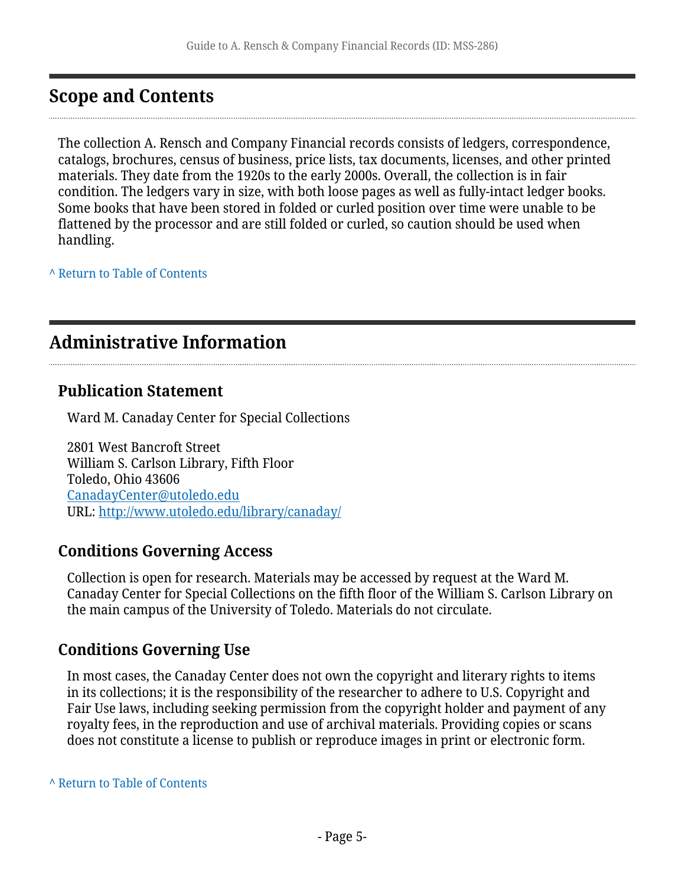## Scope and Contents

The collection A. Rensch and Company Financial records consists of ledgers, correspondence, catalogs, brochures, census of business, price lists, tax documents, licenses, and other printed materials. They date from the 1920s to the early 2000s. Overall, the collection is in fair condition. The ledgers vary in size, with both loose pages as well as fully-intact ledger books. Some books that have been stored in folded or curled position over time were unable to be flattened by the processor and are still folded or curled, so caution should be used when handling.

^ Return to Table of Contents

## Administrative Information

### Publication Statement

Ward M. Canaday Center for Special Collections

2801 West Bancroft Street
William S. Carlson Library, Fifth Floor
Toledo, Ohio 43606
CanadayCenter@utoledo.edu
URL: http://www.utoledo.edu/library/canaday/

### Conditions Governing Access

Collection is open for research. Materials may be accessed by request at the Ward M. Canaday Center for Special Collections on the fifth floor of the William S. Carlson Library on the main campus of the University of Toledo. Materials do not circulate.

### Conditions Governing Use

In most cases, the Canaday Center does not own the copyright and literary rights to items in its collections; it is the responsibility of the researcher to adhere to U.S. Copyright and Fair Use laws, including seeking permission from the copyright holder and payment of any royalty fees, in the reproduction and use of archival materials. Providing copies or scans does not constitute a license to publish or reproduce images in print or electronic form.

^ Return to Table of Contents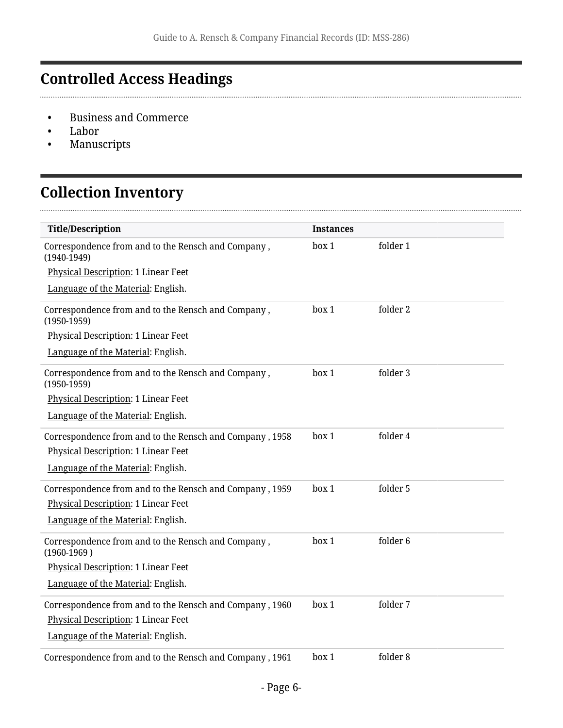## Controlled Access Headings

- Business and Commerce
- Labor
- Manuscripts

## Collection Inventory

| Title/Description | Instances | |
|---|---|---|
| Correspondence from and to the Rensch and Company , (1940-1949)<br>Physical Description: 1 Linear Feet<br>Language of the Material: English. | box 1 | folder 1 |
| Correspondence from and to the Rensch and Company , (1950-1959)<br>Physical Description: 1 Linear Feet<br>Language of the Material: English. | box 1 | folder 2 |
| Correspondence from and to the Rensch and Company , (1950-1959)<br>Physical Description: 1 Linear Feet<br>Language of the Material: English. | box 1 | folder 3 |
| Correspondence from and to the Rensch and Company , 1958<br>Physical Description: 1 Linear Feet<br>Language of the Material: English. | box 1 | folder 4 |
| Correspondence from and to the Rensch and Company , 1959<br>Physical Description: 1 Linear Feet<br>Language of the Material: English. | box 1 | folder 5 |
| Correspondence from and to the Rensch and Company , (1960-1969 )<br>Physical Description: 1 Linear Feet<br>Language of the Material: English. | box 1 | folder 6 |
| Correspondence from and to the Rensch and Company , 1960<br>Physical Description: 1 Linear Feet<br>Language of the Material: English. | box 1 | folder 7 |
| Correspondence from and to the Rensch and Company , 1961 | box 1 | folder 8 |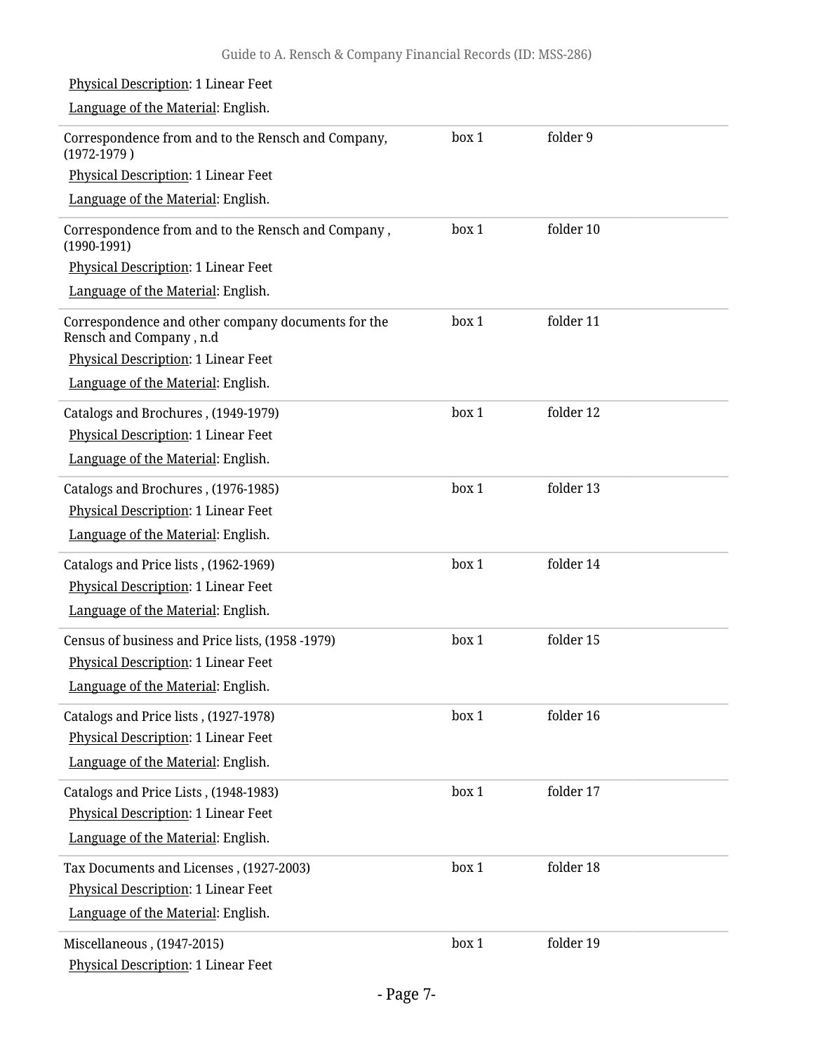Physical Description: 1 Linear Feet

Language of the Material: English.

| | | |
|---|---|---|
| Correspondence from and to the Rensch and Company, (1972-1979 )<br>Physical Description: 1 Linear Feet<br>Language of the Material: English. | box 1 | folder 9 |
| Correspondence from and to the Rensch and Company , (1990-1991)<br>Physical Description: 1 Linear Feet<br>Language of the Material: English. | box 1 | folder 10 |
| Correspondence and other company documents for the Rensch and Company , n.d<br>Physical Description: 1 Linear Feet<br>Language of the Material: English. | box 1 | folder 11 |
| Catalogs and Brochures , (1949-1979)<br>Physical Description: 1 Linear Feet<br>Language of the Material: English. | box 1 | folder 12 |
| Catalogs and Brochures , (1976-1985)<br>Physical Description: 1 Linear Feet<br>Language of the Material: English. | box 1 | folder 13 |
| Catalogs and Price lists , (1962-1969)<br>Physical Description: 1 Linear Feet<br>Language of the Material: English. | box 1 | folder 14 |
| Census of business and Price lists, (1958 -1979)<br>Physical Description: 1 Linear Feet<br>Language of the Material: English. | box 1 | folder 15 |
| Catalogs and Price lists , (1927-1978)<br>Physical Description: 1 Linear Feet<br>Language of the Material: English. | box 1 | folder 16 |
| Catalogs and Price Lists , (1948-1983)<br>Physical Description: 1 Linear Feet<br>Language of the Material: English. | box 1 | folder 17 |
| Tax Documents and Licenses , (1927-2003)<br>Physical Description: 1 Linear Feet<br>Language of the Material: English. | box 1 | folder 18 |
| Miscellaneous , (1947-2015)<br>Physical Description: 1 Linear Feet | box 1 | folder 19 |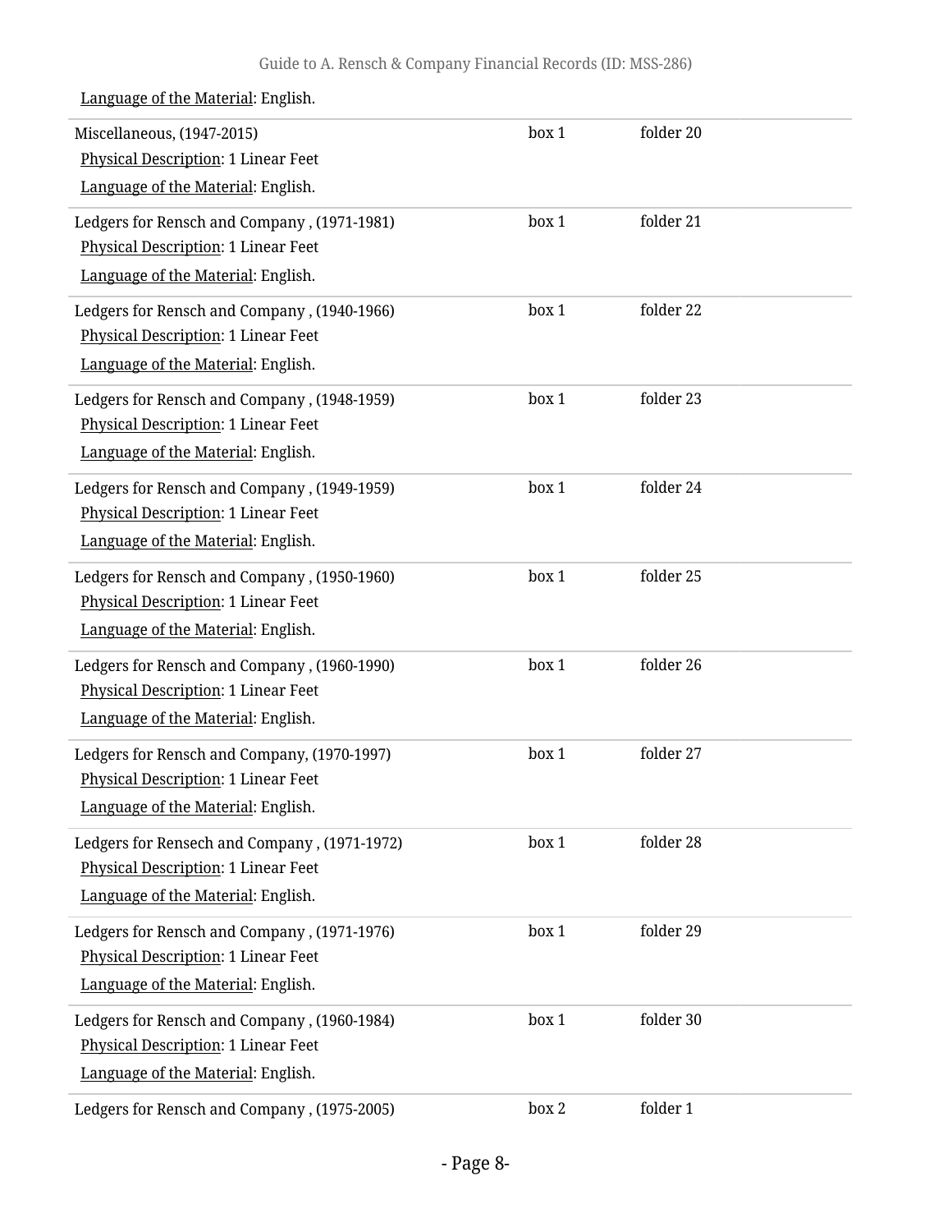Language of the Material: English.

| | | |
|---|---|---|
| Miscellaneous, (1947-2015)<br>Physical Description: 1 Linear Feet<br>Language of the Material: English. | box 1 | folder 20 |
| Ledgers for Rensch and Company , (1971-1981)<br>Physical Description: 1 Linear Feet<br>Language of the Material: English. | box 1 | folder 21 |
| Ledgers for Rensch and Company , (1940-1966)<br>Physical Description: 1 Linear Feet<br>Language of the Material: English. | box 1 | folder 22 |
| Ledgers for Rensch and Company , (1948-1959)<br>Physical Description: 1 Linear Feet<br>Language of the Material: English. | box 1 | folder 23 |
| Ledgers for Rensch and Company , (1949-1959)<br>Physical Description: 1 Linear Feet<br>Language of the Material: English. | box 1 | folder 24 |
| Ledgers for Rensch and Company , (1950-1960)<br>Physical Description: 1 Linear Feet<br>Language of the Material: English. | box 1 | folder 25 |
| Ledgers for Rensch and Company , (1960-1990)<br>Physical Description: 1 Linear Feet<br>Language of the Material: English. | box 1 | folder 26 |
| Ledgers for Rensch and Company, (1970-1997)<br>Physical Description: 1 Linear Feet<br>Language of the Material: English. | box 1 | folder 27 |
| Ledgers for Rensech and Company , (1971-1972)<br>Physical Description: 1 Linear Feet<br>Language of the Material: English. | box 1 | folder 28 |
| Ledgers for Rensch and Company , (1971-1976)<br>Physical Description: 1 Linear Feet<br>Language of the Material: English. | box 1 | folder 29 |
| Ledgers for Rensch and Company , (1960-1984)<br>Physical Description: 1 Linear Feet<br>Language of the Material: English. | box 1 | folder 30 |
| Ledgers for Rensch and Company , (1975-2005) | box 2 | folder 1 |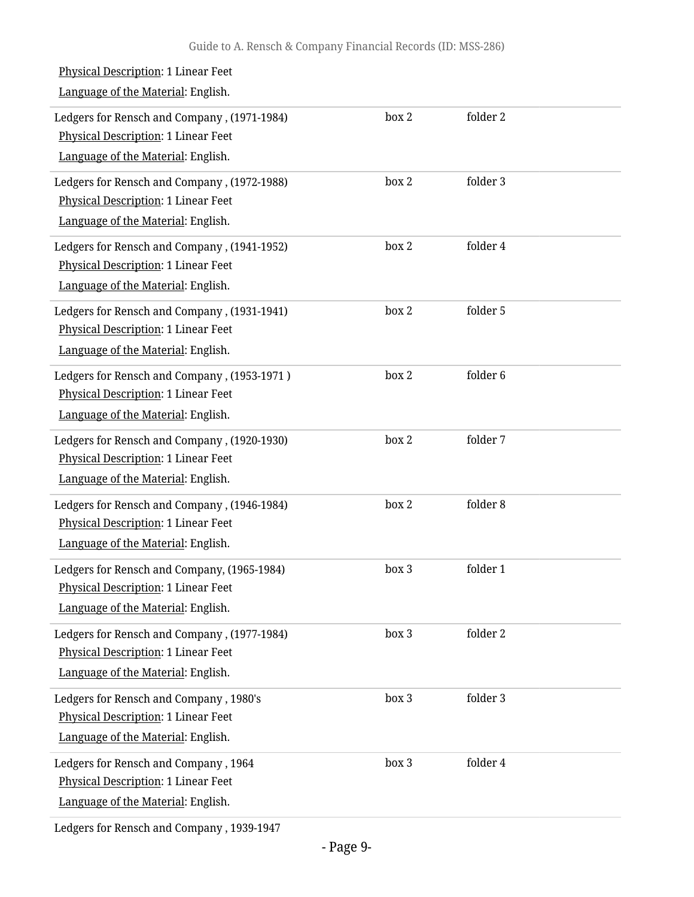Physical Description: 1 Linear Feet

Language of the Material: English.

| | | |
|---|---|---|
| Ledgers for Rensch and Company , (1971-1984)<br>Physical Description: 1 Linear Feet<br>Language of the Material: English. | box 2 | folder 2 |
| Ledgers for Rensch and Company , (1972-1988)<br>Physical Description: 1 Linear Feet<br>Language of the Material: English. | box 2 | folder 3 |
| Ledgers for Rensch and Company , (1941-1952)<br>Physical Description: 1 Linear Feet<br>Language of the Material: English. | box 2 | folder 4 |
| Ledgers for Rensch and Company , (1931-1941)<br>Physical Description: 1 Linear Feet<br>Language of the Material: English. | box 2 | folder 5 |
| Ledgers for Rensch and Company , (1953-1971 )<br>Physical Description: 1 Linear Feet<br>Language of the Material: English. | box 2 | folder 6 |
| Ledgers for Rensch and Company , (1920-1930)<br>Physical Description: 1 Linear Feet<br>Language of the Material: English. | box 2 | folder 7 |
| Ledgers for Rensch and Company , (1946-1984)<br>Physical Description: 1 Linear Feet<br>Language of the Material: English. | box 2 | folder 8 |
| Ledgers for Rensch and Company, (1965-1984)<br>Physical Description: 1 Linear Feet<br>Language of the Material: English. | box 3 | folder 1 |
| Ledgers for Rensch and Company , (1977-1984)<br>Physical Description: 1 Linear Feet<br>Language of the Material: English. | box 3 | folder 2 |
| Ledgers for Rensch and Company , 1980's<br>Physical Description: 1 Linear Feet<br>Language of the Material: English. | box 3 | folder 3 |
| Ledgers for Rensch and Company , 1964<br>Physical Description: 1 Linear Feet<br>Language of the Material: English. | box 3 | folder 4 |
| Ledgers for Rensch and Company , 1939-1947 | | |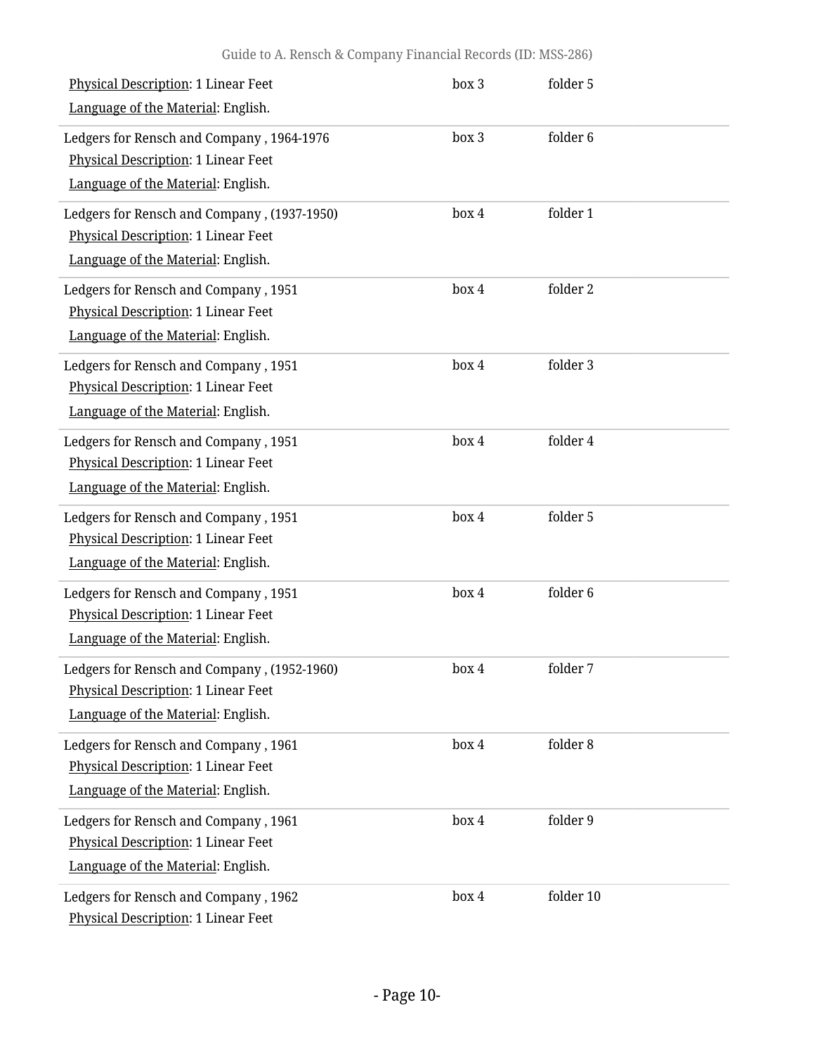| | | |
|---|---|---|
| Physical Description: 1 Linear Feet<br>Language of the Material: English. | box 3 | folder 5 |
| Ledgers for Rensch and Company , 1964-1976<br>Physical Description: 1 Linear Feet<br>Language of the Material: English. | box 3 | folder 6 |
| Ledgers for Rensch and Company , (1937-1950)<br>Physical Description: 1 Linear Feet<br>Language of the Material: English. | box 4 | folder 1 |
| Ledgers for Rensch and Company , 1951<br>Physical Description: 1 Linear Feet<br>Language of the Material: English. | box 4 | folder 2 |
| Ledgers for Rensch and Company , 1951<br>Physical Description: 1 Linear Feet<br>Language of the Material: English. | box 4 | folder 3 |
| Ledgers for Rensch and Company , 1951<br>Physical Description: 1 Linear Feet<br>Language of the Material: English. | box 4 | folder 4 |
| Ledgers for Rensch and Company , 1951<br>Physical Description: 1 Linear Feet<br>Language of the Material: English. | box 4 | folder 5 |
| Ledgers for Rensch and Company , 1951<br>Physical Description: 1 Linear Feet<br>Language of the Material: English. | box 4 | folder 6 |
| Ledgers for Rensch and Company , (1952-1960)<br>Physical Description: 1 Linear Feet<br>Language of the Material: English. | box 4 | folder 7 |
| Ledgers for Rensch and Company , 1961<br>Physical Description: 1 Linear Feet<br>Language of the Material: English. | box 4 | folder 8 |
| Ledgers for Rensch and Company , 1961<br>Physical Description: 1 Linear Feet<br>Language of the Material: English. | box 4 | folder 9 |
| Ledgers for Rensch and Company , 1962<br>Physical Description: 1 Linear Feet | box 4 | folder 10 |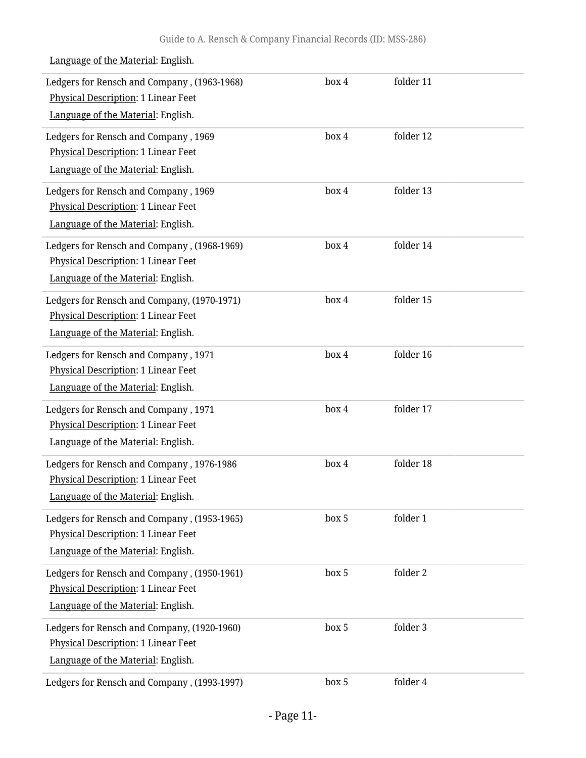Language of the Material: English.

| | | |
|---|---|---|
| Ledgers for Rensch and Company , (1963-1968)<br>Physical Description: 1 Linear Feet<br>Language of the Material: English. | box 4 | folder 11 |
| Ledgers for Rensch and Company , 1969<br>Physical Description: 1 Linear Feet<br>Language of the Material: English. | box 4 | folder 12 |
| Ledgers for Rensch and Company , 1969<br>Physical Description: 1 Linear Feet<br>Language of the Material: English. | box 4 | folder 13 |
| Ledgers for Rensch and Company , (1968-1969)<br>Physical Description: 1 Linear Feet<br>Language of the Material: English. | box 4 | folder 14 |
| Ledgers for Rensch and Company, (1970-1971)<br>Physical Description: 1 Linear Feet<br>Language of the Material: English. | box 4 | folder 15 |
| Ledgers for Rensch and Company , 1971<br>Physical Description: 1 Linear Feet<br>Language of the Material: English. | box 4 | folder 16 |
| Ledgers for Rensch and Company , 1971<br>Physical Description: 1 Linear Feet<br>Language of the Material: English. | box 4 | folder 17 |
| Ledgers for Rensch and Company , 1976-1986<br>Physical Description: 1 Linear Feet<br>Language of the Material: English. | box 4 | folder 18 |
| Ledgers for Rensch and Company , (1953-1965)<br>Physical Description: 1 Linear Feet<br>Language of the Material: English. | box 5 | folder 1 |
| Ledgers for Rensch and Company , (1950-1961)<br>Physical Description: 1 Linear Feet<br>Language of the Material: English. | box 5 | folder 2 |
| Ledgers for Rensch and Company, (1920-1960)<br>Physical Description: 1 Linear Feet<br>Language of the Material: English. | box 5 | folder 3 |
| Ledgers for Rensch and Company , (1993-1997) | box 5 | folder 4 |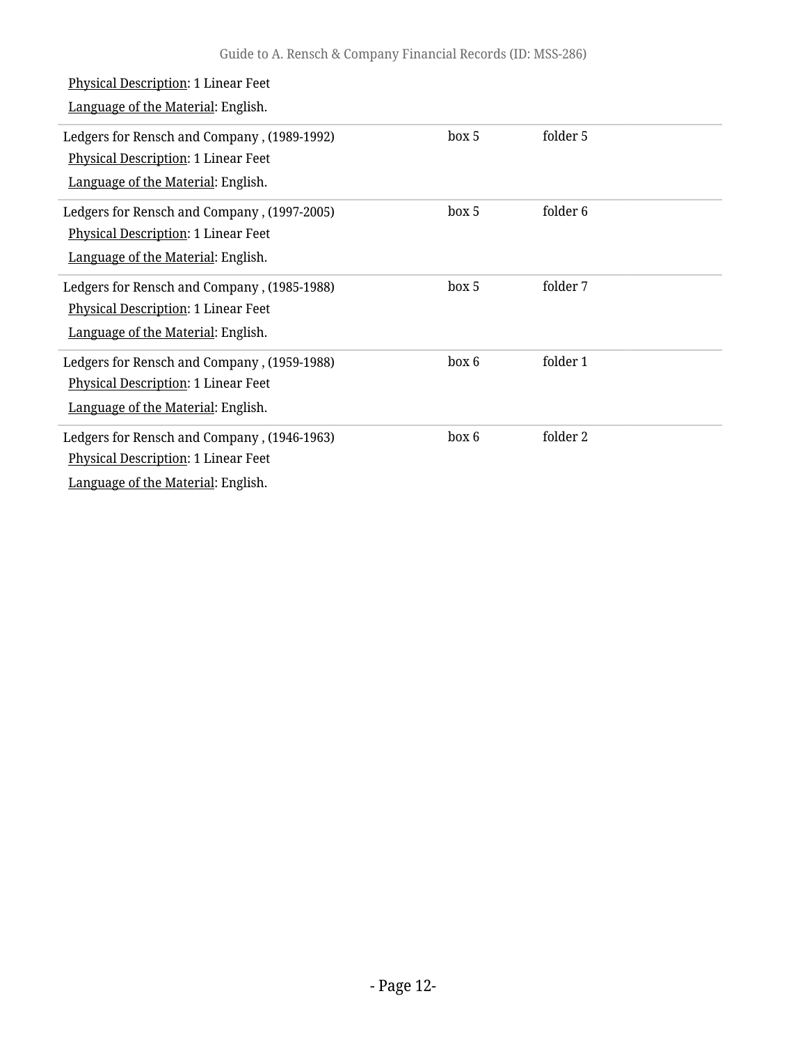Physical Description: 1 Linear Feet

Language of the Material: English.

| | | |
|---|---|---|
| Ledgers for Rensch and Company , (1989-1992)<br>Physical Description: 1 Linear Feet<br>Language of the Material: English. | box 5 | folder 5 |
| Ledgers for Rensch and Company , (1997-2005)<br>Physical Description: 1 Linear Feet<br>Language of the Material: English. | box 5 | folder 6 |
| Ledgers for Rensch and Company , (1985-1988)<br>Physical Description: 1 Linear Feet<br>Language of the Material: English. | box 5 | folder 7 |
| Ledgers for Rensch and Company , (1959-1988)<br>Physical Description: 1 Linear Feet<br>Language of the Material: English. | box 6 | folder 1 |
| Ledgers for Rensch and Company , (1946-1963)<br>Physical Description: 1 Linear Feet<br>Language of the Material: English. | box 6 | folder 2 |